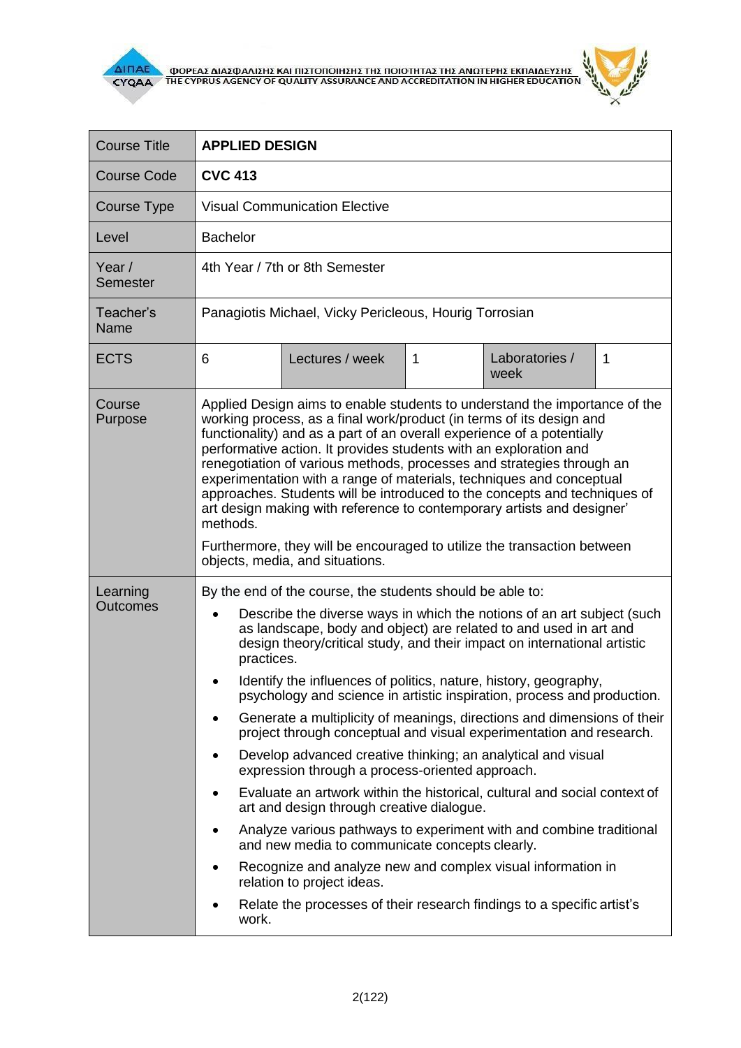| Course Title | **APPLIED DESIGN** | | | | |
|---|---|---|---|---|---|
| Course Code | **CVC 413** | | | | |
| Course Type | Visual Communication Elective | | | | |
| Level | Bachelor | | | | |
| Year / Semester | 4th Year / 7th or 8th Semester | | | | |
| Teacher's Name | Panagiotis Michael, Vicky Pericleous, Hourig Torrosian | | | | |
| ECTS | 6 | Lectures / week | 1 | Laboratories / week | 1 |
| Course Purpose | Applied Design aims to enable students to understand the importance of the working process, as a final work/product (in terms of its design and functionality) and as a part of an overall experience of a potentially performative action. It provides students with an exploration and renegotiation of various methods, processes and strategies through an experimentation with a range of materials, techniques and conceptual approaches. Students will be introduced to the concepts and techniques of art design making with reference to contemporary artists and designer' methods.<br><br>Furthermore, they will be encouraged to utilize the transaction between objects, media, and situations. | | | | |
| Learning Outcomes | By the end of the course, the students should be able to:<br>• Describe the diverse ways in which the notions of an art subject (such as landscape, body and object) are related to and used in art and design theory/critical study, and their impact on international artistic practices.<br>• Identify the influences of politics, nature, history, geography, psychology and science in artistic inspiration, process and production.<br>• Generate a multiplicity of meanings, directions and dimensions of their project through conceptual and visual experimentation and research.<br>• Develop advanced creative thinking; an analytical and visual expression through a process-oriented approach.<br>• Evaluate an artwork within the historical, cultural and social context of art and design through creative dialogue.<br>• Analyze various pathways to experiment with and combine traditional and new media to communicate concepts clearly.<br>• Recognize and analyze new and complex visual information in relation to project ideas.<br>• Relate the processes of their research findings to a specific artist's work. | | | | |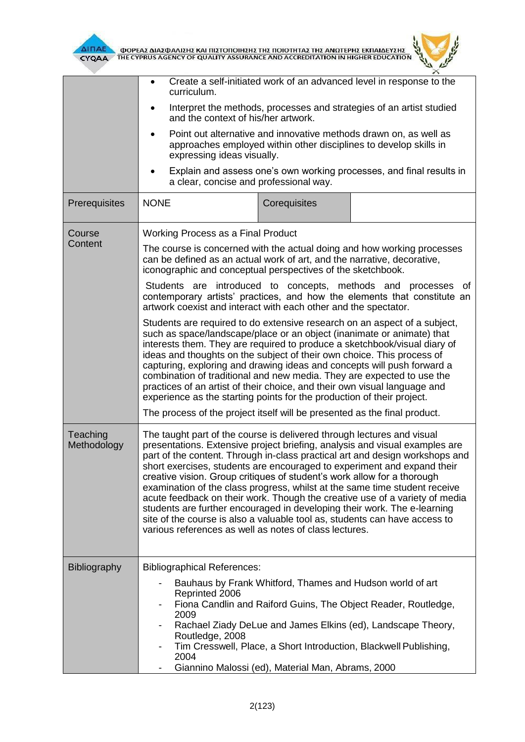| | |
|---|---|
| | <ul><li>Create a self-initiated work of an advanced level in response to the curriculum.</li><li>Interpret the methods, processes and strategies of an artist studied and the context of his/her artwork.</li><li>Point out alternative and innovative methods drawn on, as well as approaches employed within other disciplines to develop skills in expressing ideas visually.</li><li>Explain and assess one's own working processes, and final results in a clear, concise and professional way.</li></ul> |
| Prerequisites | NONE &nbsp;&nbsp;&nbsp; **Corequisites** |
| Course Content | Working Process as a Final Product<br><br>The course is concerned with the actual doing and how working processes can be defined as an actual work of art, and the narrative, decorative, iconographic and conceptual perspectives of the sketchbook.<br><br>Students are introduced to concepts, methods and processes of contemporary artists' practices, and how the elements that constitute an artwork coexist and interact with each other and the spectator.<br><br>Students are required to do extensive research on an aspect of a subject, such as space/landscape/place or an object (inanimate or animate) that interests them. They are required to produce a sketchbook/visual diary of ideas and thoughts on the subject of their own choice. This process of capturing, exploring and drawing ideas and concepts will push forward a combination of traditional and new media. They are expected to use the practices of an artist of their choice, and their own visual language and experience as the starting points for the production of their project.<br><br>The process of the project itself will be presented as the final product. |
| Teaching Methodology | The taught part of the course is delivered through lectures and visual presentations. Extensive project briefing, analysis and visual examples are part of the content. Through in-class practical art and design workshops and short exercises, students are encouraged to experiment and expand their creative vision. Group critiques of student's work allow for a thorough examination of the class progress, whilst at the same time student receive acute feedback on their work. Though the creative use of a variety of media students are further encouraged in developing their work. The e-learning site of the course is also a valuable tool as, students can have access to various references as well as notes of class lectures. |
| Bibliography | Bibliographical References:<br>- Bauhaus by Frank Whitford, Thames and Hudson world of art Reprinted 2006<br>- Fiona Candlin and Raiford Guins, The Object Reader, Routledge, 2009<br>- Rachael Ziady DeLue and James Elkins (ed), Landscape Theory, Routledge, 2008<br>- Tim Cresswell, Place, a Short Introduction, Blackwell Publishing, 2004<br>- Giannino Malossi (ed), Material Man, Abrams, 2000 |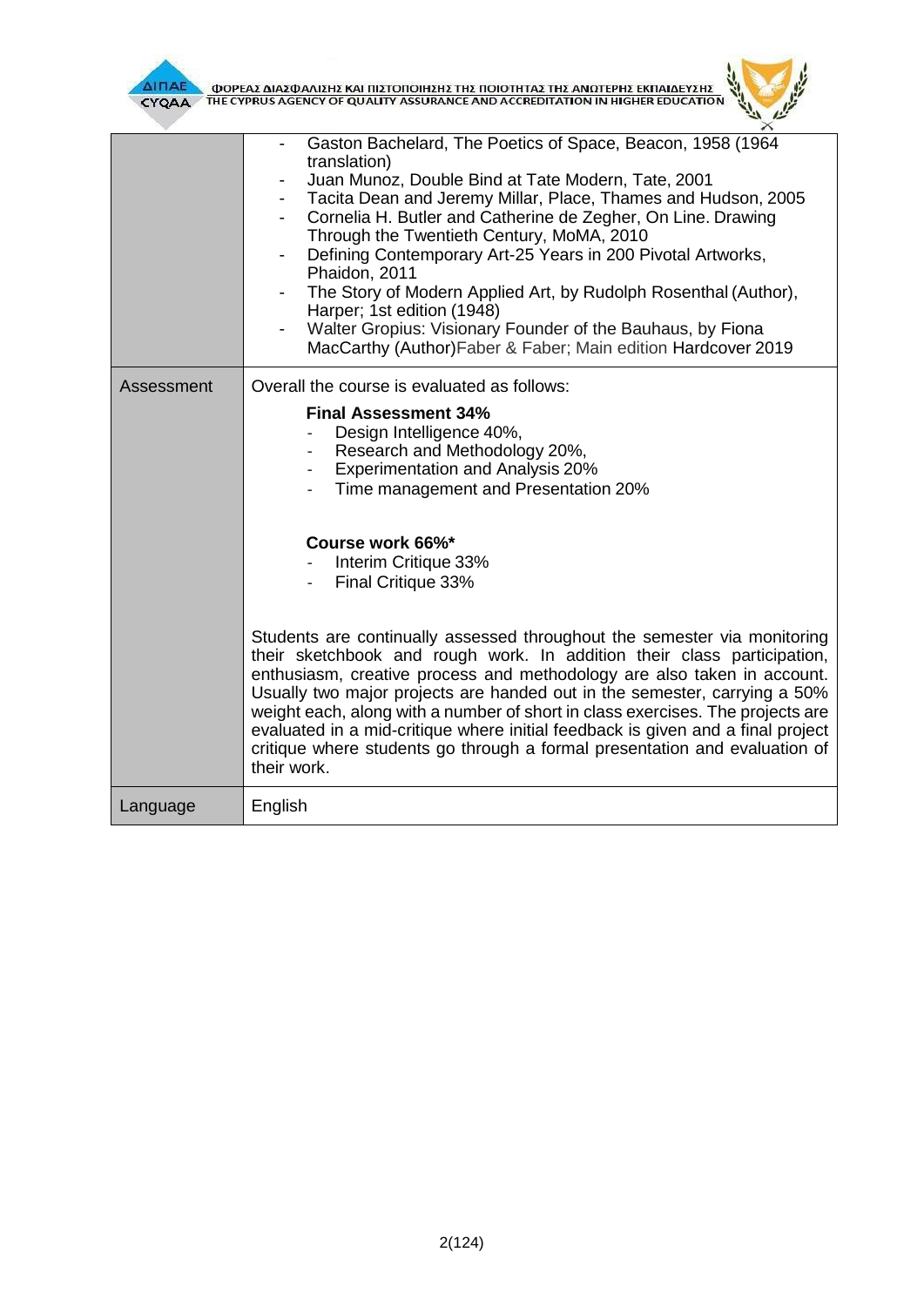| | |
|---|---|
| | - Gaston Bachelard, The Poetics of Space, Beacon, 1958 (1964 translation)<br>- Juan Munoz, Double Bind at Tate Modern, Tate, 2001<br>- Tacita Dean and Jeremy Millar, Place, Thames and Hudson, 2005<br>- Cornelia H. Butler and Catherine de Zegher, On Line. Drawing Through the Twentieth Century, MoMA, 2010<br>- Defining Contemporary Art-25 Years in 200 Pivotal Artworks, Phaidon, 2011<br>- The Story of Modern Applied Art, by Rudolph Rosenthal (Author), Harper; 1st edition (1948)<br>- Walter Gropius: Visionary Founder of the Bauhaus, by Fiona MacCarthy (Author)Faber & Faber; Main edition Hardcover 2019 |
| Assessment | Overall the course is evaluated as follows:<br><br>**Final Assessment 34%**<br>- Design Intelligence 40%,<br>- Research and Methodology 20%,<br>- Experimentation and Analysis 20%<br>- Time management and Presentation 20%<br><br>**Course work 66%***<br>- Interim Critique 33%<br>- Final Critique 33%<br><br>Students are continually assessed throughout the semester via monitoring their sketchbook and rough work. In addition their class participation, enthusiasm, creative process and methodology are also taken in account. Usually two major projects are handed out in the semester, carrying a 50% weight each, along with a number of short in class exercises. The projects are evaluated in a mid-critique where initial feedback is given and a final project critique where students go through a formal presentation and evaluation of their work. |
| Language | English |